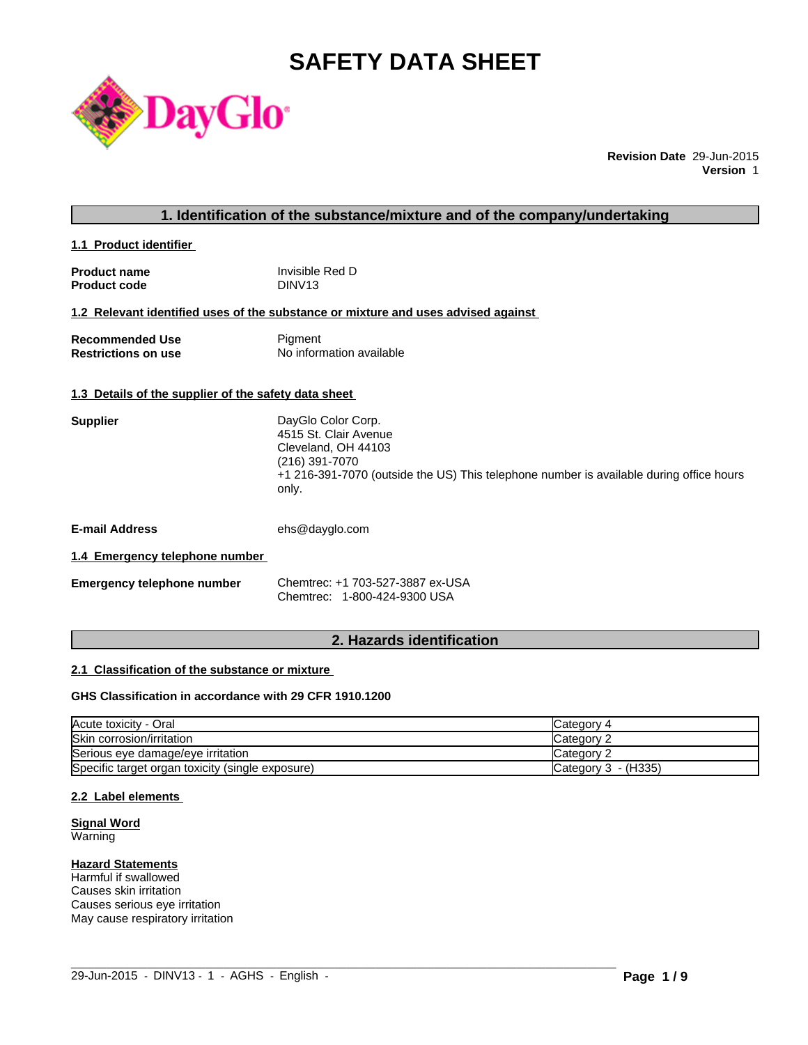# SAFETY DATA SHEET

**Revision Date** 29-Jun-2015
**Version** 1

## 1. Identification of the substance/mixture and of the company/undertaking

### 1.1 Product identifier

**Product name** Invisible Red D
**Product code** DINV13

### 1.2 Relevant identified uses of the substance or mixture and uses advised against

**Recommended Use** Pigment
**Restrictions on use** No information available

### 1.3 Details of the supplier of the safety data sheet

**Supplier**
DayGlo Color Corp.
4515 St. Clair Avenue
Cleveland, OH 44103
(216) 391-7070
+1 216-391-7070 (outside the US) This telephone number is available during office hours only.

**E-mail Address** ehs@dayglo.com

### 1.4 Emergency telephone number

**Emergency telephone number**
Chemtrec: +1 703-527-3887 ex-USA
Chemtrec: 1-800-424-9300 USA

## 2. Hazards identification

### 2.1 Classification of the substance or mixture

**GHS Classification in accordance with 29 CFR 1910.1200**

| Hazard | Category |
|---|---|
| Acute toxicity - Oral | Category 4 |
| Skin corrosion/irritation | Category 2 |
| Serious eye damage/eye irritation | Category 2 |
| Specific target organ toxicity (single exposure) | Category 3 - (H335) |

### 2.2 Label elements

**Signal Word**
Warning

**Hazard Statements**
Harmful if swallowed
Causes skin irritation
Causes serious eye irritation
May cause respiratory irritation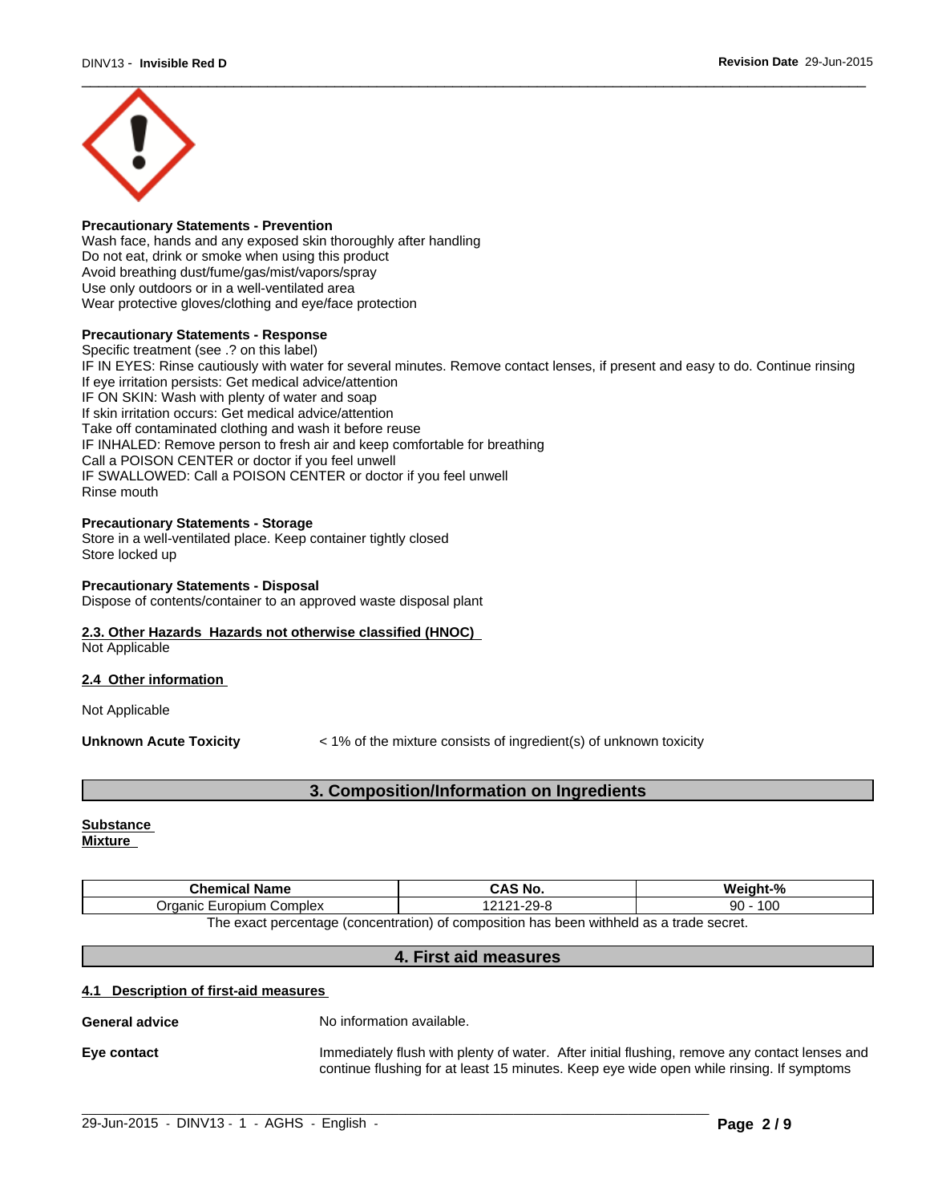**Precautionary Statements - Prevention**
Wash face, hands and any exposed skin thoroughly after handling
Do not eat, drink or smoke when using this product
Avoid breathing dust/fume/gas/mist/vapors/spray
Use only outdoors or in a well-ventilated area
Wear protective gloves/clothing and eye/face protection

**Precautionary Statements - Response**
Specific treatment (see .? on this label)
IF IN EYES: Rinse cautiously with water for several minutes. Remove contact lenses, if present and easy to do. Continue rinsing
If eye irritation persists: Get medical advice/attention
IF ON SKIN: Wash with plenty of water and soap
If skin irritation occurs: Get medical advice/attention
Take off contaminated clothing and wash it before reuse
IF INHALED: Remove person to fresh air and keep comfortable for breathing
Call a POISON CENTER or doctor if you feel unwell
IF SWALLOWED: Call a POISON CENTER or doctor if you feel unwell
Rinse mouth

**Precautionary Statements - Storage**
Store in a well-ventilated place. Keep container tightly closed
Store locked up

**Precautionary Statements - Disposal**
Dispose of contents/container to an approved waste disposal plant

**2.3. Other Hazards Hazards not otherwise classified (HNOC)**
Not Applicable

**2.4 Other information**

Not Applicable

**Unknown Acute Toxicity** < 1% of the mixture consists of ingredient(s) of unknown toxicity

## 3. Composition/Information on Ingredients

**Substance**
**Mixture**

| Chemical Name | CAS No. | Weight-% |
|---|---|---|
| Organic Europium Complex | 12121-29-8 | 90 - 100 |

The exact percentage (concentration) of composition has been withheld as a trade secret.

## 4. First aid measures

**4.1 Description of first-aid measures**

**General advice** No information available.

**Eye contact** Immediately flush with plenty of water. After initial flushing, remove any contact lenses and continue flushing for at least 15 minutes. Keep eye wide open while rinsing. If symptoms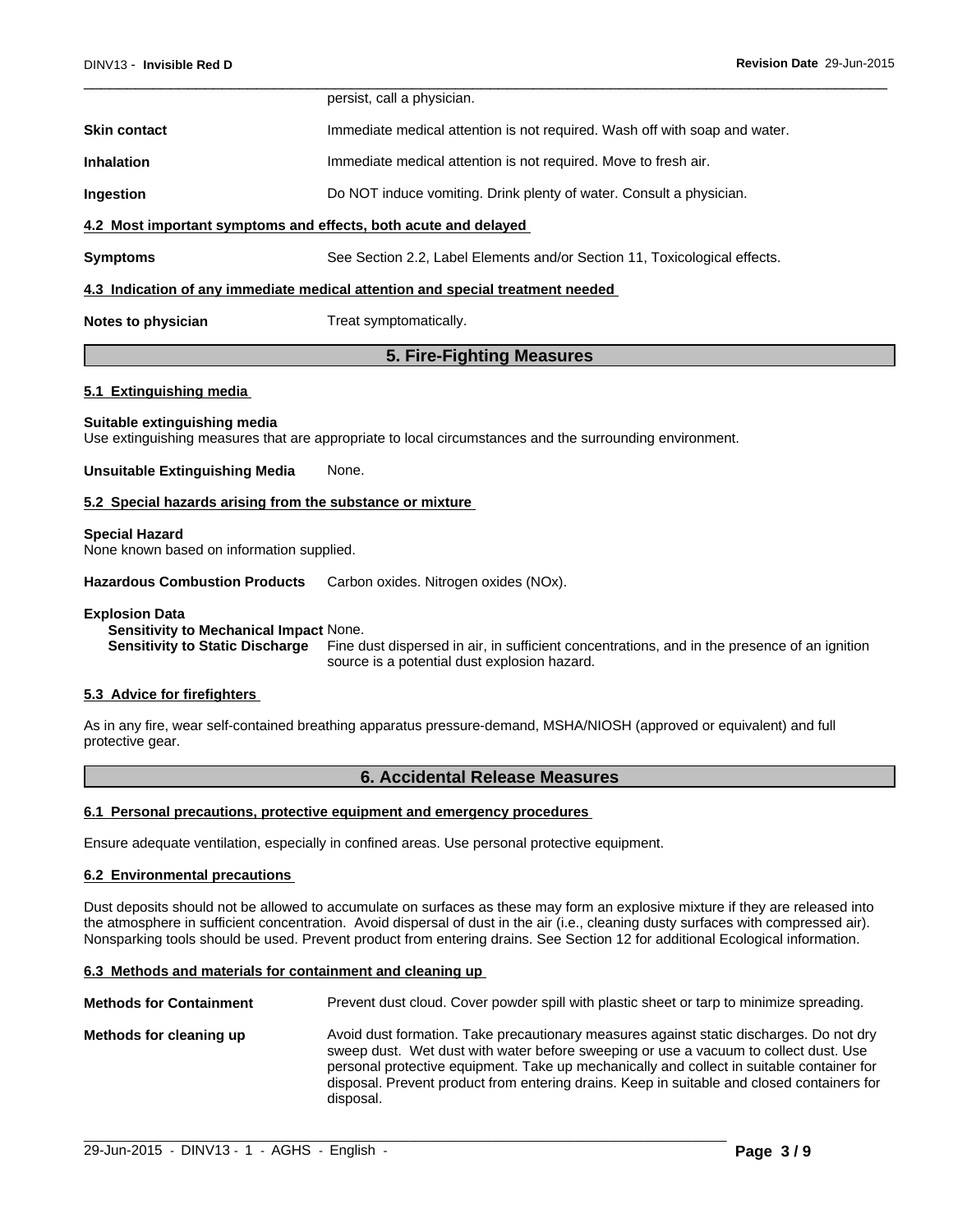persist, call a physician.

**Skin contact** Immediate medical attention is not required. Wash off with soap and water.

**Inhalation** Immediate medical attention is not required. Move to fresh air.

**Ingestion** Do NOT induce vomiting. Drink plenty of water. Consult a physician.

### 4.2 Most important symptoms and effects, both acute and delayed

**Symptoms** See Section 2.2, Label Elements and/or Section 11, Toxicological effects.

### 4.3 Indication of any immediate medical attention and special treatment needed

**Notes to physician** Treat symptomatically.

## 5. Fire-Fighting Measures

### 5.1 Extinguishing media

**Suitable extinguishing media**
Use extinguishing measures that are appropriate to local circumstances and the surrounding environment.

**Unsuitable Extinguishing Media** None.

### 5.2 Special hazards arising from the substance or mixture

**Special Hazard**
None known based on information supplied.

**Hazardous Combustion Products** Carbon oxides. Nitrogen oxides (NOx).

**Explosion Data**
**Sensitivity to Mechanical Impact** None.
**Sensitivity to Static Discharge** Fine dust dispersed in air, in sufficient concentrations, and in the presence of an ignition source is a potential dust explosion hazard.

### 5.3 Advice for firefighters

As in any fire, wear self-contained breathing apparatus pressure-demand, MSHA/NIOSH (approved or equivalent) and full protective gear.

## 6. Accidental Release Measures

### 6.1 Personal precautions, protective equipment and emergency procedures

Ensure adequate ventilation, especially in confined areas. Use personal protective equipment.

### 6.2 Environmental precautions

Dust deposits should not be allowed to accumulate on surfaces as these may form an explosive mixture if they are released into the atmosphere in sufficient concentration. Avoid dispersal of dust in the air (i.e., cleaning dusty surfaces with compressed air). Nonsparking tools should be used. Prevent product from entering drains. See Section 12 for additional Ecological information.

### 6.3 Methods and materials for containment and cleaning up

**Methods for Containment** Prevent dust cloud. Cover powder spill with plastic sheet or tarp to minimize spreading.

**Methods for cleaning up** Avoid dust formation. Take precautionary measures against static discharges. Do not dry sweep dust. Wet dust with water before sweeping or use a vacuum to collect dust. Use personal protective equipment. Take up mechanically and collect in suitable container for disposal. Prevent product from entering drains. Keep in suitable and closed containers for disposal.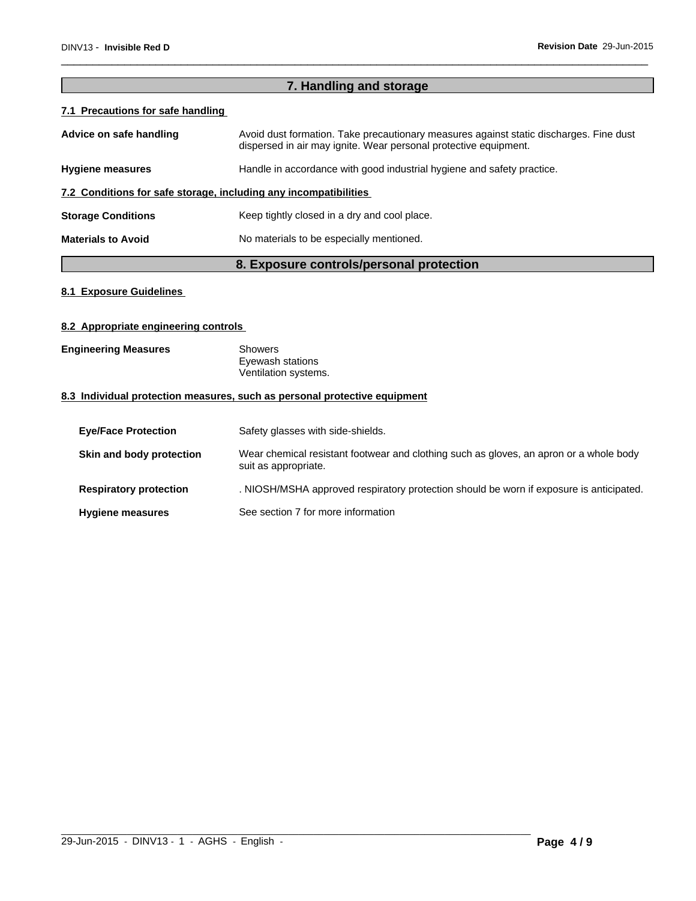## 7. Handling and storage

### 7.1 Precautions for safe handling

| | |
|---|---|
| **Advice on safe handling** | Avoid dust formation. Take precautionary measures against static discharges. Fine dust dispersed in air may ignite. Wear personal protective equipment. |
| **Hygiene measures** | Handle in accordance with good industrial hygiene and safety practice. |

### 7.2 Conditions for safe storage, including any incompatibilities

| | |
|---|---|
| **Storage Conditions** | Keep tightly closed in a dry and cool place. |
| **Materials to Avoid** | No materials to be especially mentioned. |

## 8. Exposure controls/personal protection

### 8.1 Exposure Guidelines

### 8.2 Appropriate engineering controls

**Engineering Measures**

Showers
Eyewash stations
Ventilation systems.

### 8.3 Individual protection measures, such as personal protective equipment

| | |
|---|---|
| **Eye/Face Protection** | Safety glasses with side-shields. |
| **Skin and body protection** | Wear chemical resistant footwear and clothing such as gloves, an apron or a whole body suit as appropriate. |
| **Respiratory protection** | . NIOSH/MSHA approved respiratory protection should be worn if exposure is anticipated. |
| **Hygiene measures** | See section 7 for more information |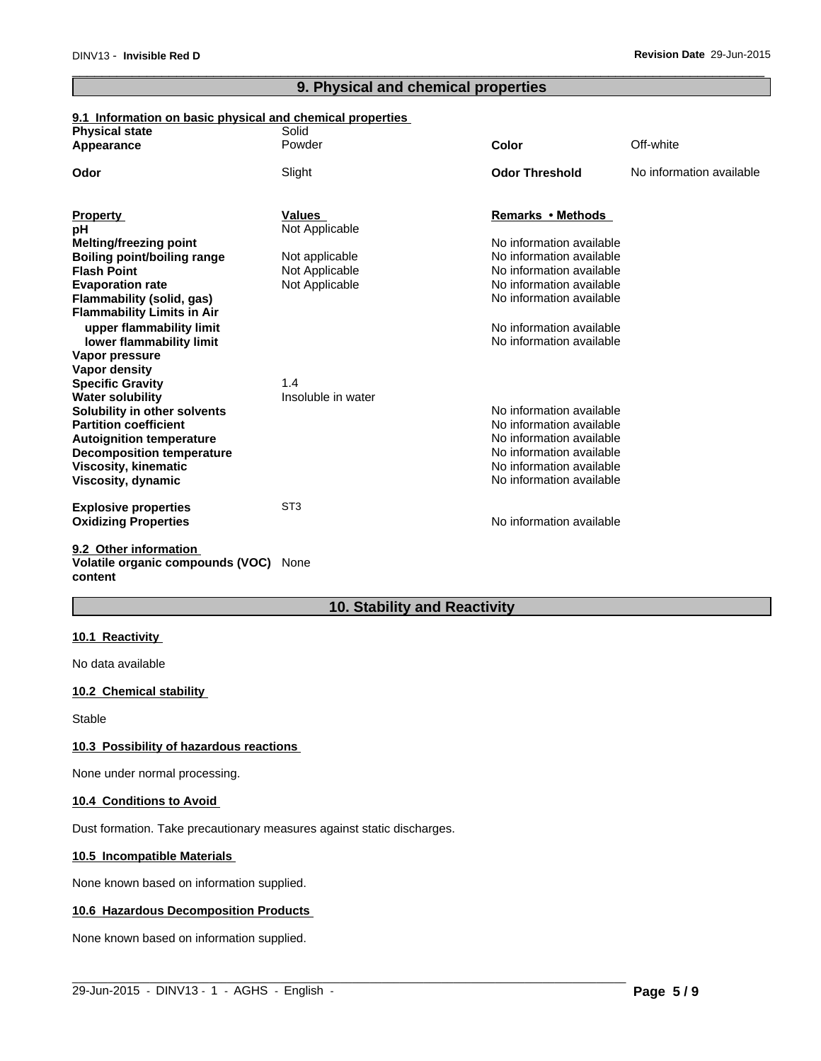## 9. Physical and chemical properties

### 9.1 Information on basic physical and chemical properties

| | | | |
|---|---|---|---|
| **Physical state** | Solid | | |
| **Appearance** | Powder | **Color** | Off-white |
| **Odor** | Slight | **Odor Threshold** | No information available |

| **Property** | **Values** | **Remarks • Methods** |
|---|---|---|
| **pH** | Not Applicable | |
| **Melting/freezing point** | | No information available |
| **Boiling point/boiling range** | Not applicable | No information available |
| **Flash Point** | Not Applicable | No information available |
| **Evaporation rate** | Not Applicable | No information available |
| **Flammability (solid, gas)** | | No information available |
| **Flammability Limits in Air** | | |
| **upper flammability limit** | | No information available |
| **lower flammability limit** | | No information available |
| **Vapor pressure** | | |
| **Vapor density** | | |
| **Specific Gravity** | 1.4 | |
| **Water solubility** | Insoluble in water | |
| **Solubility in other solvents** | | No information available |
| **Partition coefficient** | | No information available |
| **Autoignition temperature** | | No information available |
| **Decomposition temperature** | | No information available |
| **Viscosity, kinematic** | | No information available |
| **Viscosity, dynamic** | | No information available |
| **Explosive properties** | ST3 | |
| **Oxidizing Properties** | | No information available |

### 9.2 Other information

**Volatile organic compounds (VOC) content** None

## 10. Stability and Reactivity

### 10.1 Reactivity

No data available

### 10.2 Chemical stability

Stable

### 10.3 Possibility of hazardous reactions

None under normal processing.

### 10.4 Conditions to Avoid

Dust formation. Take precautionary measures against static discharges.

### 10.5 Incompatible Materials

None known based on information supplied.

### 10.6 Hazardous Decomposition Products

None known based on information supplied.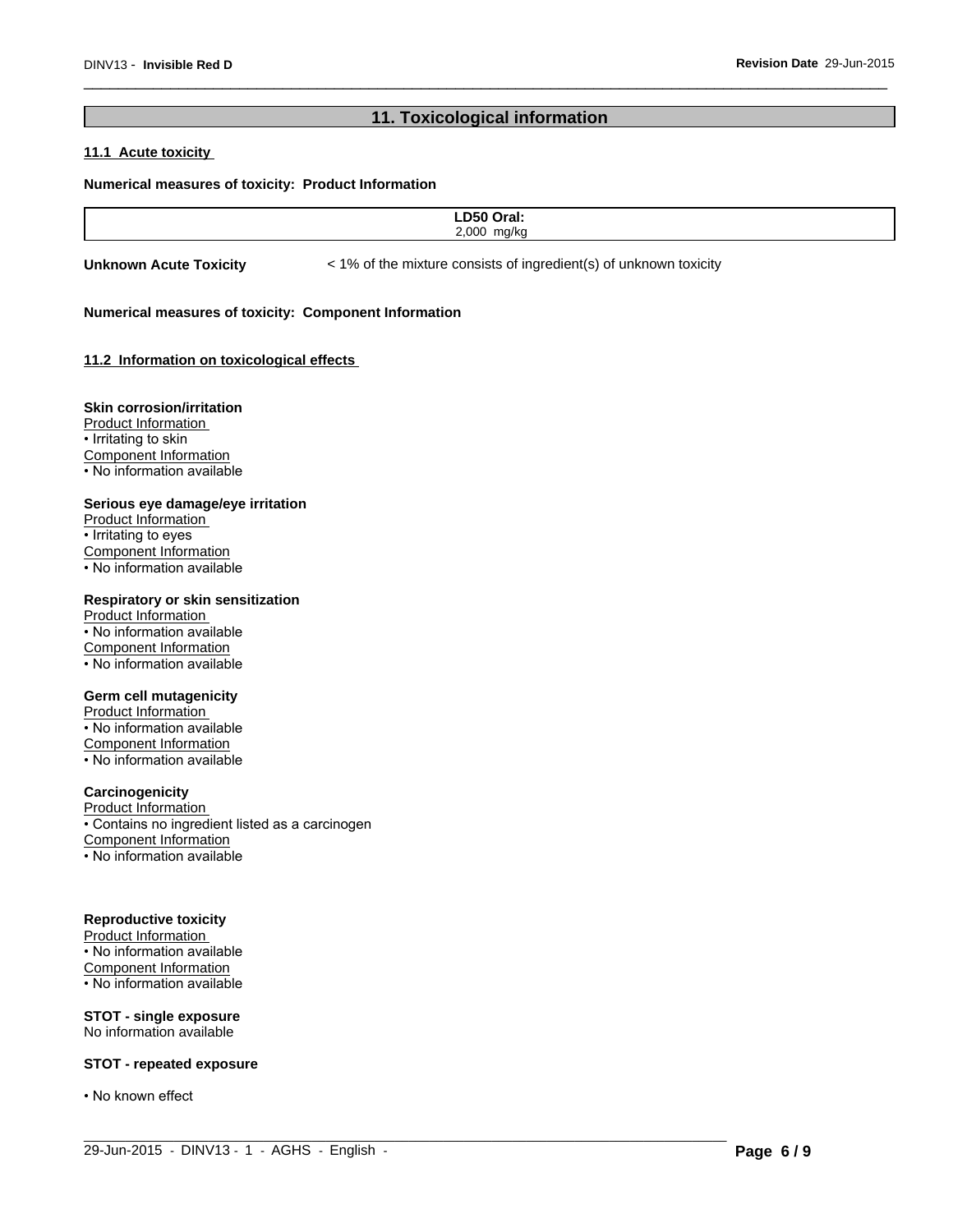## 11. Toxicological information

### 11.1 Acute toxicity

**Numerical measures of toxicity: Product Information**

| LD50 Oral: |
|---|
| 2,000 mg/kg |

**Unknown Acute Toxicity** < 1% of the mixture consists of ingredient(s) of unknown toxicity

**Numerical measures of toxicity: Component Information**

### 11.2 Information on toxicological effects

**Skin corrosion/irritation**
Product Information
• Irritating to skin
Component Information
• No information available

**Serious eye damage/eye irritation**
Product Information
• Irritating to eyes
Component Information
• No information available

**Respiratory or skin sensitization**
Product Information
• No information available
Component Information
• No information available

**Germ cell mutagenicity**
Product Information
• No information available
Component Information
• No information available

**Carcinogenicity**
Product Information
• Contains no ingredient listed as a carcinogen
Component Information
• No information available

**Reproductive toxicity**
Product Information
• No information available
Component Information
• No information available

**STOT - single exposure**
No information available

**STOT - repeated exposure**

• No known effect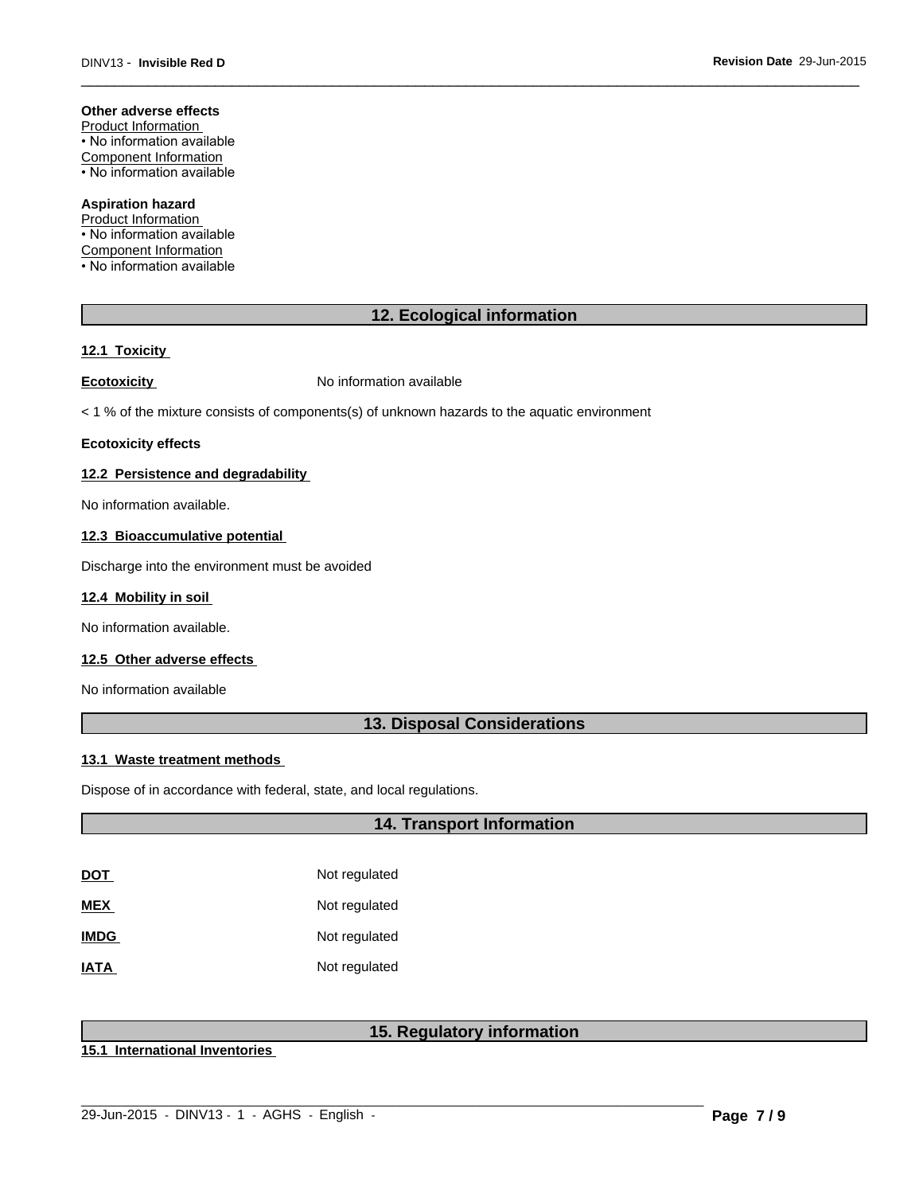**Other adverse effects**

Product Information

• No information available

Component Information

• No information available

**Aspiration hazard**

Product Information

• No information available

Component Information

• No information available

## 12. Ecological information

**12.1 Toxicity**

**Ecotoxicity** No information available

< 1 % of the mixture consists of components(s) of unknown hazards to the aquatic environment

**Ecotoxicity effects**

**12.2 Persistence and degradability**

No information available.

**12.3 Bioaccumulative potential**

Discharge into the environment must be avoided

**12.4 Mobility in soil**

No information available.

**12.5 Other adverse effects**

No information available

## 13. Disposal Considerations

**13.1 Waste treatment methods**

Dispose of in accordance with federal, state, and local regulations.

## 14. Transport Information

| | |
|---|---|
| **DOT** | Not regulated |
| **MEX** | Not regulated |
| **IMDG** | Not regulated |
| **IATA** | Not regulated |

## 15. Regulatory information

**15.1 International Inventories**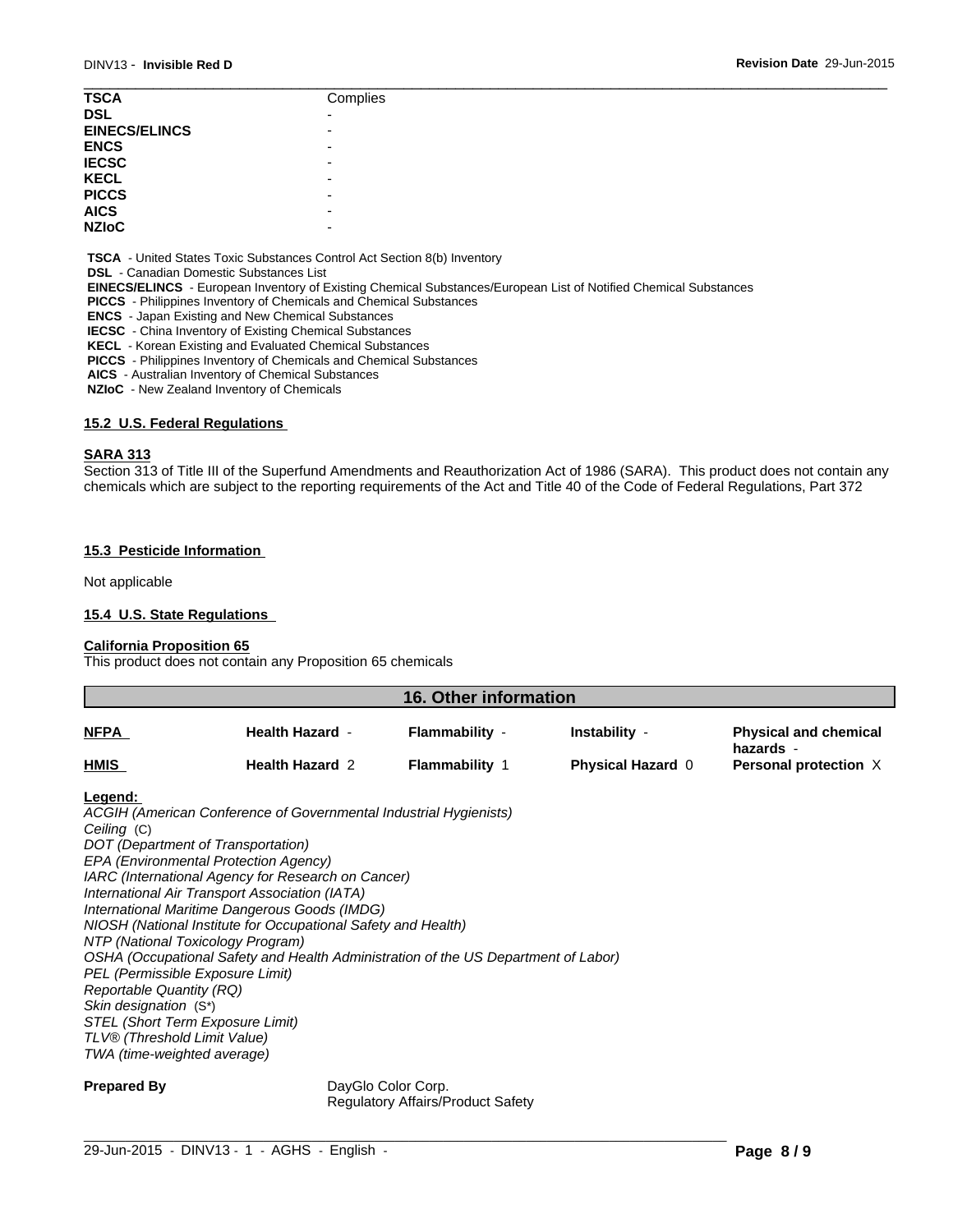| | |
|---|---|
| **TSCA** | Complies |
| **DSL** | - |
| **EINECS/ELINCS** | - |
| **ENCS** | - |
| **IECSC** | - |
| **KECL** | - |
| **PICCS** | - |
| **AICS** | - |
| **NZIoC** | - |

**TSCA** - United States Toxic Substances Control Act Section 8(b) Inventory
**DSL** - Canadian Domestic Substances List
**EINECS/ELINCS** - European Inventory of Existing Chemical Substances/European List of Notified Chemical Substances
**PICCS** - Philippines Inventory of Chemicals and Chemical Substances
**ENCS** - Japan Existing and New Chemical Substances
**IECSC** - China Inventory of Existing Chemical Substances
**KECL** - Korean Existing and Evaluated Chemical Substances
**PICCS** - Philippines Inventory of Chemicals and Chemical Substances
**AICS** - Australian Inventory of Chemical Substances
**NZIoC** - New Zealand Inventory of Chemicals

### 15.2 U.S. Federal Regulations

**SARA 313**
Section 313 of Title III of the Superfund Amendments and Reauthorization Act of 1986 (SARA). This product does not contain any chemicals which are subject to the reporting requirements of the Act and Title 40 of the Code of Federal Regulations, Part 372

### 15.3 Pesticide Information

Not applicable

### 15.4 U.S. State Regulations

**California Proposition 65**
This product does not contain any Proposition 65 chemicals

## 16. Other information

| | | | | |
|---|---|---|---|---|
| **NFPA** | **Health Hazard** - | **Flammability** - | **Instability** - | **Physical and chemical hazards** - |
| **HMIS** | **Health Hazard** 2 | **Flammability** 1 | **Physical Hazard** 0 | **Personal protection** X |

**Legend:**
*ACGIH (American Conference of Governmental Industrial Hygienists)*
*Ceiling* (C)
*DOT (Department of Transportation)*
*EPA (Environmental Protection Agency)*
*IARC (International Agency for Research on Cancer)*
*International Air Transport Association (IATA)*
*International Maritime Dangerous Goods (IMDG)*
*NIOSH (National Institute for Occupational Safety and Health)*
*NTP (National Toxicology Program)*
*OSHA (Occupational Safety and Health Administration of the US Department of Labor)*
*PEL (Permissible Exposure Limit)*
*Reportable Quantity (RQ)*
*Skin designation* (S*)
*STEL (Short Term Exposure Limit)*
*TLV® (Threshold Limit Value)*
*TWA (time-weighted average)*

**Prepared By** DayGlo Color Corp.
Regulatory Affairs/Product Safety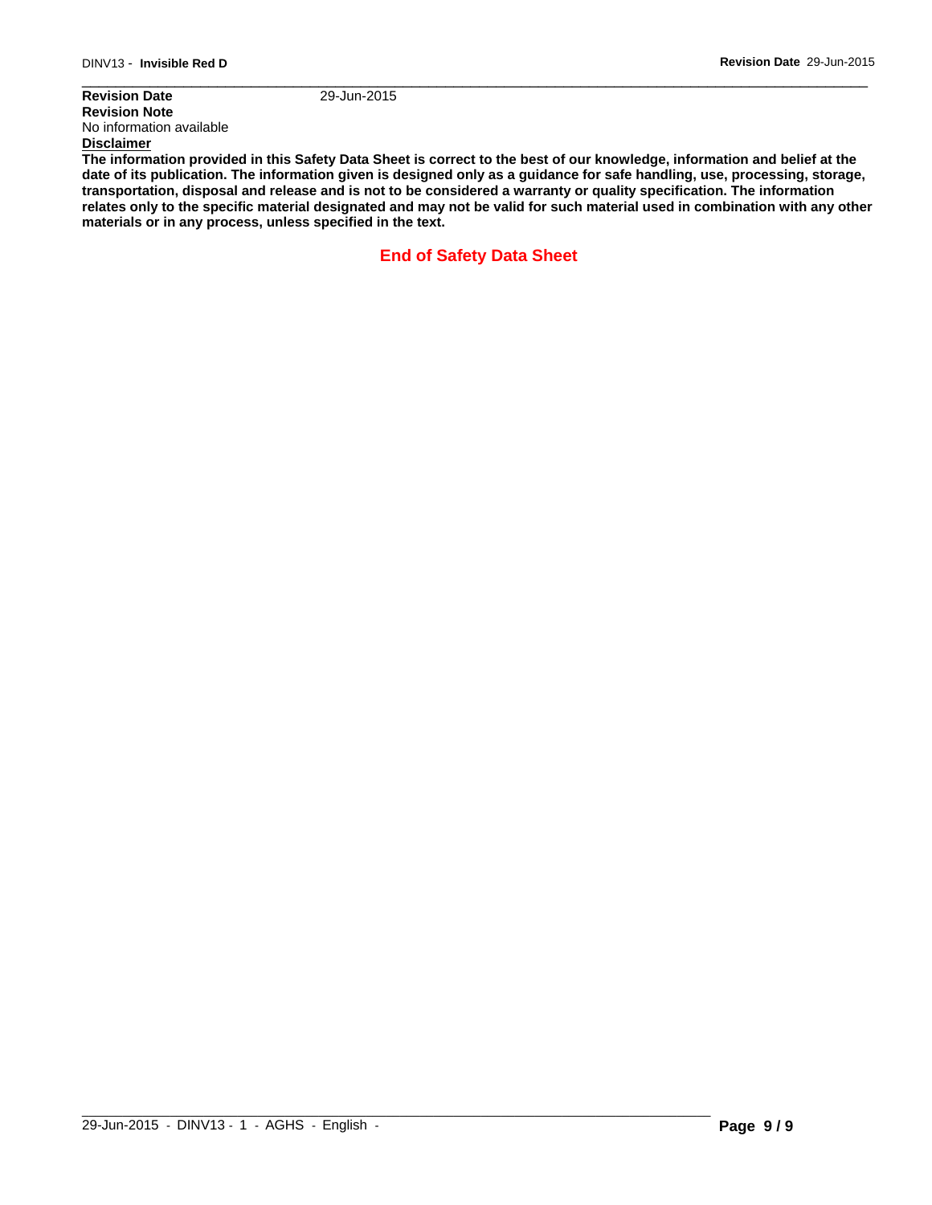**Revision Date** 29-Jun-2015

**Revision Note**

No information available

**Disclaimer**

**The information provided in this Safety Data Sheet is correct to the best of our knowledge, information and belief at the date of its publication. The information given is designed only as a guidance for safe handling, use, processing, storage, transportation, disposal and release and is not to be considered a warranty or quality specification. The information relates only to the specific material designated and may not be valid for such material used in combination with any other materials or in any process, unless specified in the text.**

**End of Safety Data Sheet**